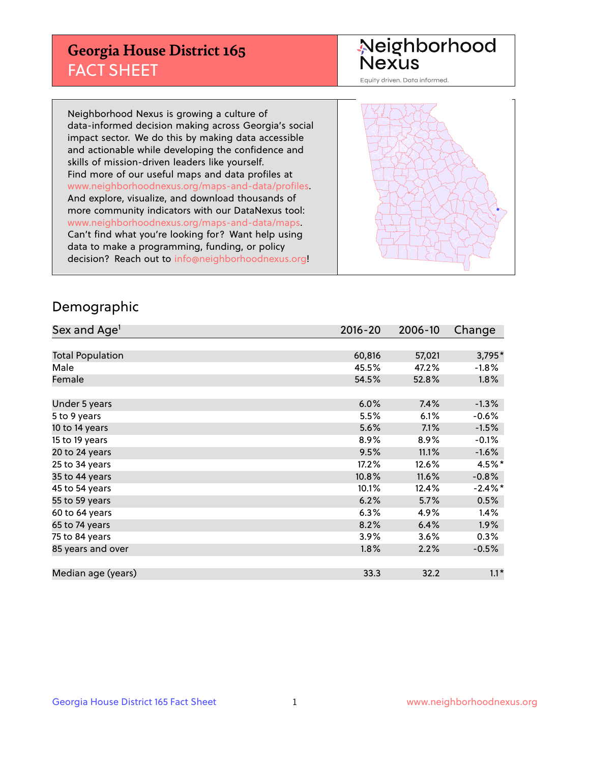# Georgia House District 165
## FACT SHEET

Neighborhood Nexus
Equity driven. Data informed.

Neighborhood Nexus is growing a culture of data-informed decision making across Georgia's social impact sector. We do this by making data accessible and actionable while developing the confidence and skills of mission-driven leaders like yourself. Find more of our useful maps and data profiles at www.neighborhoodnexus.org/maps-and-data/profiles. And explore, visualize, and download thousands of more community indicators with our DataNexus tool: www.neighborhoodnexus.org/maps-and-data/maps. Can't find what you're looking for? Want help using data to make a programming, funding, or policy decision? Reach out to info@neighborhoodnexus.org!

## Demographic

| Sex and Age[1] | 2016-20 | 2006-10 | Change |
|---|---|---|---|
| Total Population | 60,816 | 57,021 | 3,795* |
| Male | 45.5% | 47.2% | -1.8% |
| Female | 54.5% | 52.8% | 1.8% |
| Under 5 years | 6.0% | 7.4% | -1.3% |
| 5 to 9 years | 5.5% | 6.1% | -0.6% |
| 10 to 14 years | 5.6% | 7.1% | -1.5% |
| 15 to 19 years | 8.9% | 8.9% | -0.1% |
| 20 to 24 years | 9.5% | 11.1% | -1.6% |
| 25 to 34 years | 17.2% | 12.6% | 4.5%* |
| 35 to 44 years | 10.8% | 11.6% | -0.8% |
| 45 to 54 years | 10.1% | 12.4% | -2.4%* |
| 55 to 59 years | 6.2% | 5.7% | 0.5% |
| 60 to 64 years | 6.3% | 4.9% | 1.4% |
| 65 to 74 years | 8.2% | 6.4% | 1.9% |
| 75 to 84 years | 3.9% | 3.6% | 0.3% |
| 85 years and over | 1.8% | 2.2% | -0.5% |
| Median age (years) | 33.3 | 32.2 | 1.1* |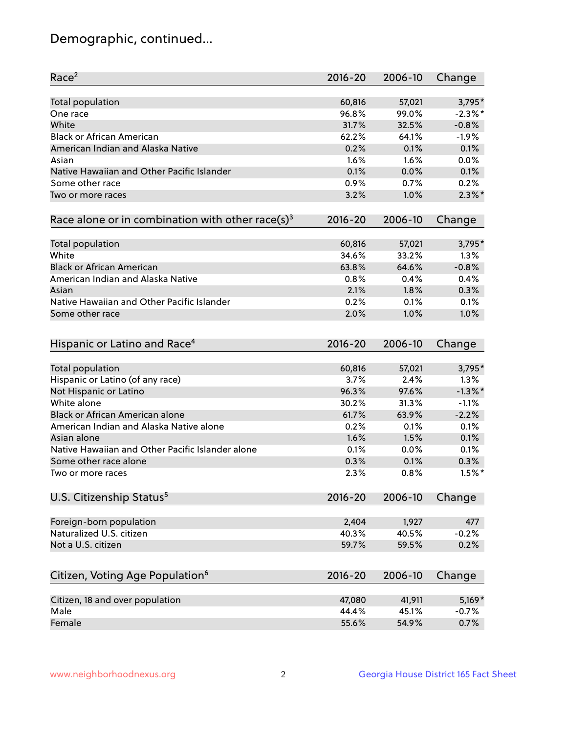# Demographic, continued...

| Race[2] | 2016-20 | 2006-10 | Change |
|---|---|---|---|
| Total population | 60,816 | 57,021 | 3,795* |
| One race | 96.8% | 99.0% | -2.3%* |
| White | 31.7% | 32.5% | -0.8% |
| Black or African American | 62.2% | 64.1% | -1.9% |
| American Indian and Alaska Native | 0.2% | 0.1% | 0.1% |
| Asian | 1.6% | 1.6% | 0.0% |
| Native Hawaiian and Other Pacific Islander | 0.1% | 0.0% | 0.1% |
| Some other race | 0.9% | 0.7% | 0.2% |
| Two or more races | 3.2% | 1.0% | 2.3%* |

| Race alone or in combination with other race(s)[3] | 2016-20 | 2006-10 | Change |
|---|---|---|---|
| Total population | 60,816 | 57,021 | 3,795* |
| White | 34.6% | 33.2% | 1.3% |
| Black or African American | 63.8% | 64.6% | -0.8% |
| American Indian and Alaska Native | 0.8% | 0.4% | 0.4% |
| Asian | 2.1% | 1.8% | 0.3% |
| Native Hawaiian and Other Pacific Islander | 0.2% | 0.1% | 0.1% |
| Some other race | 2.0% | 1.0% | 1.0% |

| Hispanic or Latino and Race[4] | 2016-20 | 2006-10 | Change |
|---|---|---|---|
| Total population | 60,816 | 57,021 | 3,795* |
| Hispanic or Latino (of any race) | 3.7% | 2.4% | 1.3% |
| Not Hispanic or Latino | 96.3% | 97.6% | -1.3%* |
| White alone | 30.2% | 31.3% | -1.1% |
| Black or African American alone | 61.7% | 63.9% | -2.2% |
| American Indian and Alaska Native alone | 0.2% | 0.1% | 0.1% |
| Asian alone | 1.6% | 1.5% | 0.1% |
| Native Hawaiian and Other Pacific Islander alone | 0.1% | 0.0% | 0.1% |
| Some other race alone | 0.3% | 0.1% | 0.3% |
| Two or more races | 2.3% | 0.8% | 1.5%* |

| U.S. Citizenship Status[5] | 2016-20 | 2006-10 | Change |
|---|---|---|---|
| Foreign-born population | 2,404 | 1,927 | 477 |
| Naturalized U.S. citizen | 40.3% | 40.5% | -0.2% |
| Not a U.S. citizen | 59.7% | 59.5% | 0.2% |

| Citizen, Voting Age Population[6] | 2016-20 | 2006-10 | Change |
|---|---|---|---|
| Citizen, 18 and over population | 47,080 | 41,911 | 5,169* |
| Male | 44.4% | 45.1% | -0.7% |
| Female | 55.6% | 54.9% | 0.7% |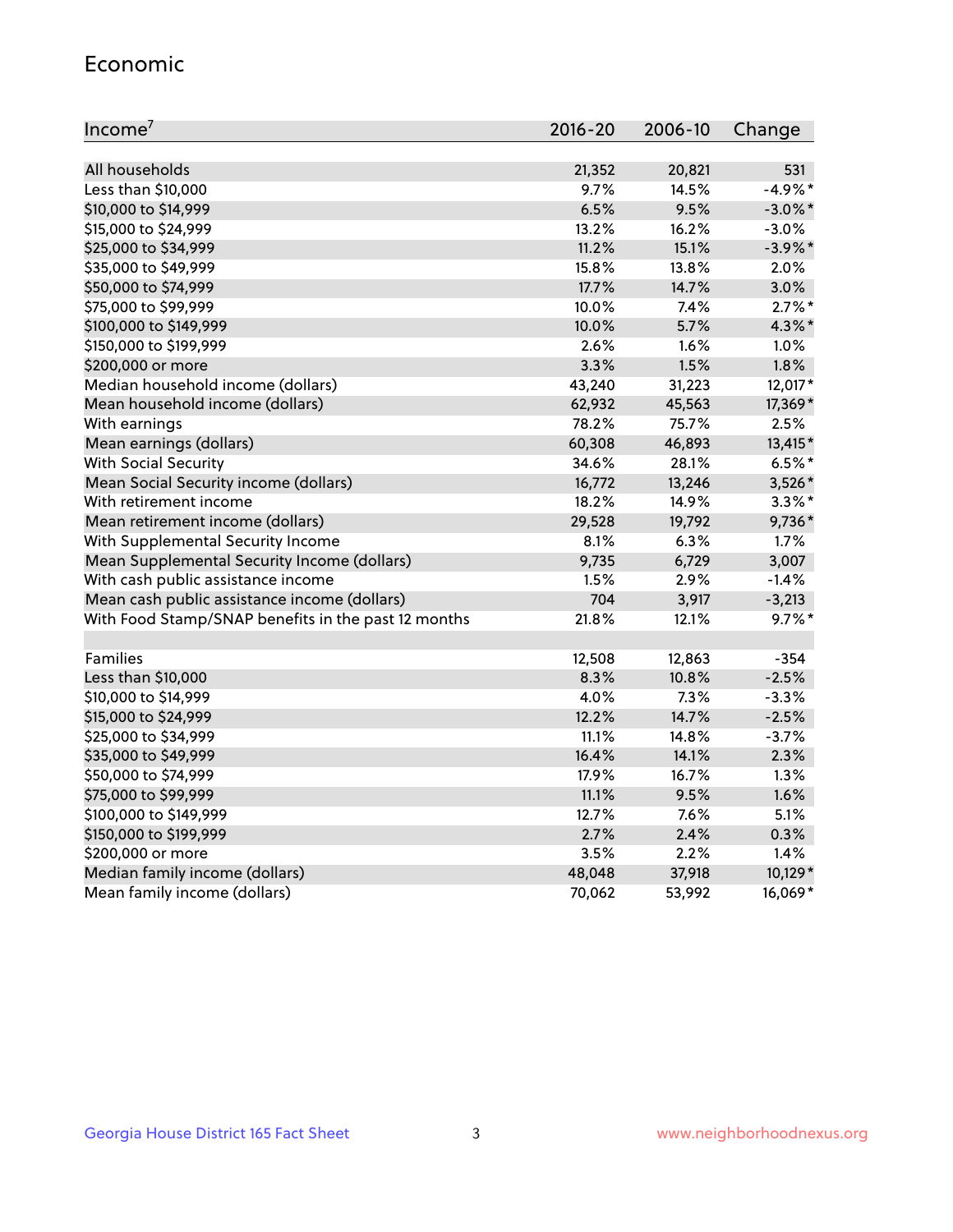## Economic

| Income[7] | 2016-20 | 2006-10 | Change |
|---|---|---|---|
| All households | 21,352 | 20,821 | 531 |
| Less than $10,000 | 9.7% | 14.5% | -4.9%* |
| $10,000 to $14,999 | 6.5% | 9.5% | -3.0%* |
| $15,000 to $24,999 | 13.2% | 16.2% | -3.0% |
| $25,000 to $34,999 | 11.2% | 15.1% | -3.9%* |
| $35,000 to $49,999 | 15.8% | 13.8% | 2.0% |
| $50,000 to $74,999 | 17.7% | 14.7% | 3.0% |
| $75,000 to $99,999 | 10.0% | 7.4% | 2.7%* |
| $100,000 to $149,999 | 10.0% | 5.7% | 4.3%* |
| $150,000 to $199,999 | 2.6% | 1.6% | 1.0% |
| $200,000 or more | 3.3% | 1.5% | 1.8% |
| Median household income (dollars) | 43,240 | 31,223 | 12,017* |
| Mean household income (dollars) | 62,932 | 45,563 | 17,369* |
| With earnings | 78.2% | 75.7% | 2.5% |
| Mean earnings (dollars) | 60,308 | 46,893 | 13,415* |
| With Social Security | 34.6% | 28.1% | 6.5%* |
| Mean Social Security income (dollars) | 16,772 | 13,246 | 3,526* |
| With retirement income | 18.2% | 14.9% | 3.3%* |
| Mean retirement income (dollars) | 29,528 | 19,792 | 9,736* |
| With Supplemental Security Income | 8.1% | 6.3% | 1.7% |
| Mean Supplemental Security Income (dollars) | 9,735 | 6,729 | 3,007 |
| With cash public assistance income | 1.5% | 2.9% | -1.4% |
| Mean cash public assistance income (dollars) | 704 | 3,917 | -3,213 |
| With Food Stamp/SNAP benefits in the past 12 months | 21.8% | 12.1% | 9.7%* |
| | | | |
| Families | 12,508 | 12,863 | -354 |
| Less than $10,000 | 8.3% | 10.8% | -2.5% |
| $10,000 to $14,999 | 4.0% | 7.3% | -3.3% |
| $15,000 to $24,999 | 12.2% | 14.7% | -2.5% |
| $25,000 to $34,999 | 11.1% | 14.8% | -3.7% |
| $35,000 to $49,999 | 16.4% | 14.1% | 2.3% |
| $50,000 to $74,999 | 17.9% | 16.7% | 1.3% |
| $75,000 to $99,999 | 11.1% | 9.5% | 1.6% |
| $100,000 to $149,999 | 12.7% | 7.6% | 5.1% |
| $150,000 to $199,999 | 2.7% | 2.4% | 0.3% |
| $200,000 or more | 3.5% | 2.2% | 1.4% |
| Median family income (dollars) | 48,048 | 37,918 | 10,129* |
| Mean family income (dollars) | 70,062 | 53,992 | 16,069* |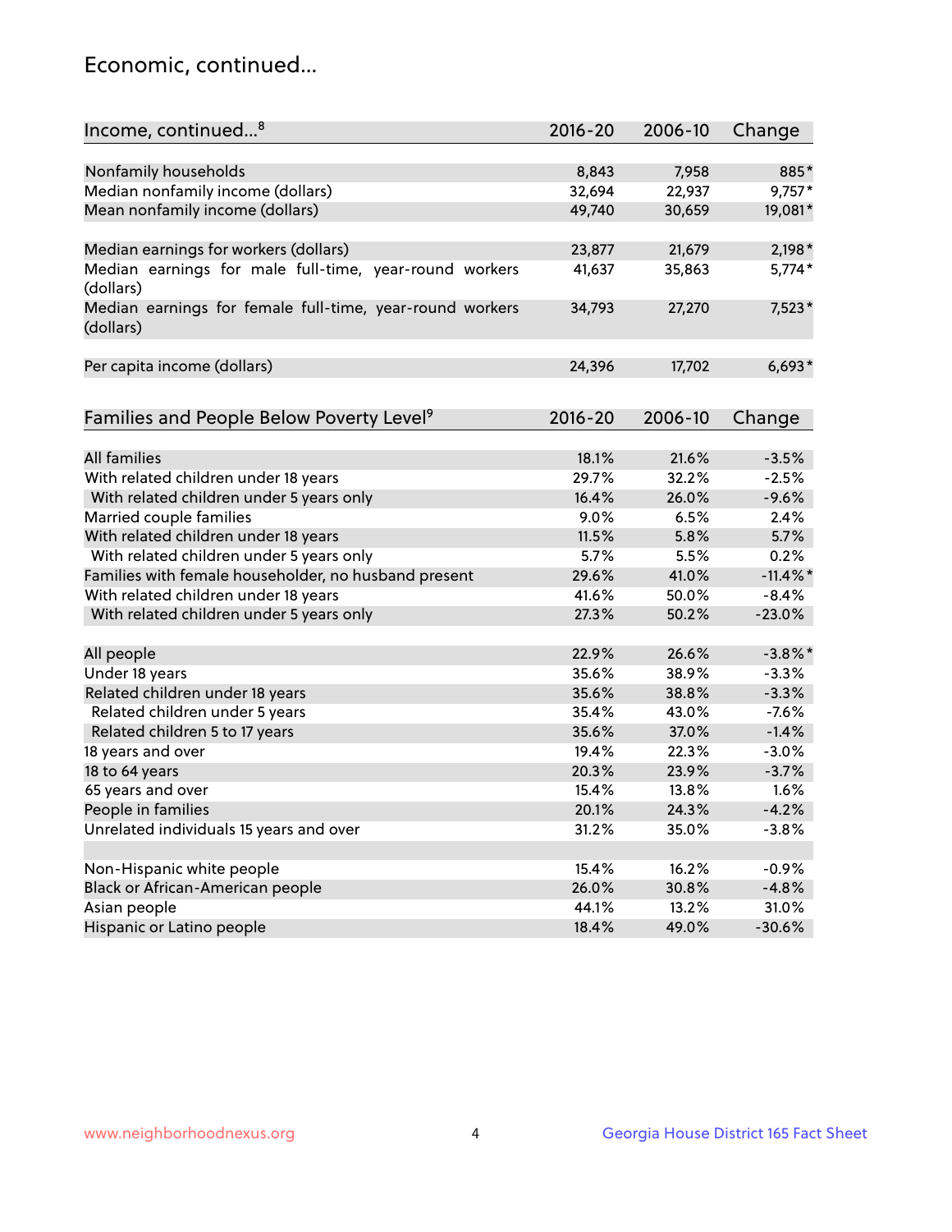## Economic, continued...

| Income, continued...[8] | 2016-20 | 2006-10 | Change |
|---|---|---|---|
| Nonfamily households | 8,843 | 7,958 | 885* |
| Median nonfamily income (dollars) | 32,694 | 22,937 | 9,757* |
| Mean nonfamily income (dollars) | 49,740 | 30,659 | 19,081* |
| Median earnings for workers (dollars) | 23,877 | 21,679 | 2,198* |
| Median earnings for male full-time, year-round workers (dollars) | 41,637 | 35,863 | 5,774* |
| Median earnings for female full-time, year-round workers (dollars) | 34,793 | 27,270 | 7,523* |
| Per capita income (dollars) | 24,396 | 17,702 | 6,693* |

| Families and People Below Poverty Level[9] | 2016-20 | 2006-10 | Change |
|---|---|---|---|
| All families | 18.1% | 21.6% | -3.5% |
| With related children under 18 years | 29.7% | 32.2% | -2.5% |
| With related children under 5 years only | 16.4% | 26.0% | -9.6% |
| Married couple families | 9.0% | 6.5% | 2.4% |
| With related children under 18 years | 11.5% | 5.8% | 5.7% |
| With related children under 5 years only | 5.7% | 5.5% | 0.2% |
| Families with female householder, no husband present | 29.6% | 41.0% | -11.4%* |
| With related children under 18 years | 41.6% | 50.0% | -8.4% |
| With related children under 5 years only | 27.3% | 50.2% | -23.0% |
| All people | 22.9% | 26.6% | -3.8%* |
| Under 18 years | 35.6% | 38.9% | -3.3% |
| Related children under 18 years | 35.6% | 38.8% | -3.3% |
| Related children under 5 years | 35.4% | 43.0% | -7.6% |
| Related children 5 to 17 years | 35.6% | 37.0% | -1.4% |
| 18 years and over | 19.4% | 22.3% | -3.0% |
| 18 to 64 years | 20.3% | 23.9% | -3.7% |
| 65 years and over | 15.4% | 13.8% | 1.6% |
| People in families | 20.1% | 24.3% | -4.2% |
| Unrelated individuals 15 years and over | 31.2% | 35.0% | -3.8% |
| Non-Hispanic white people | 15.4% | 16.2% | -0.9% |
| Black or African-American people | 26.0% | 30.8% | -4.8% |
| Asian people | 44.1% | 13.2% | 31.0% |
| Hispanic or Latino people | 18.4% | 49.0% | -30.6% |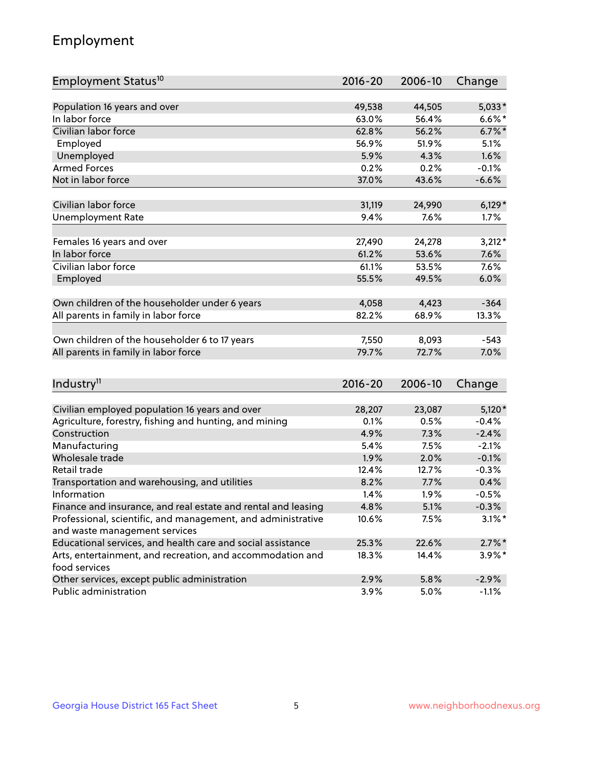## Employment

| Employment Status[10] | 2016-20 | 2006-10 | Change |
|---|---|---|---|
| Population 16 years and over | 49,538 | 44,505 | 5,033* |
| In labor force | 63.0% | 56.4% | 6.6%* |
| Civilian labor force | 62.8% | 56.2% | 6.7%* |
| Employed | 56.9% | 51.9% | 5.1% |
| Unemployed | 5.9% | 4.3% | 1.6% |
| Armed Forces | 0.2% | 0.2% | -0.1% |
| Not in labor force | 37.0% | 43.6% | -6.6% |
| | | | |
| Civilian labor force | 31,119 | 24,990 | 6,129* |
| Unemployment Rate | 9.4% | 7.6% | 1.7% |
| | | | |
| Females 16 years and over | 27,490 | 24,278 | 3,212* |
| In labor force | 61.2% | 53.6% | 7.6% |
| Civilian labor force | 61.1% | 53.5% | 7.6% |
| Employed | 55.5% | 49.5% | 6.0% |
| | | | |
| Own children of the householder under 6 years | 4,058 | 4,423 | -364 |
| All parents in family in labor force | 82.2% | 68.9% | 13.3% |
| | | | |
| Own children of the householder 6 to 17 years | 7,550 | 8,093 | -543 |
| All parents in family in labor force | 79.7% | 72.7% | 7.0% |

| Industry[11] | 2016-20 | 2006-10 | Change |
|---|---|---|---|
| Civilian employed population 16 years and over | 28,207 | 23,087 | 5,120* |
| Agriculture, forestry, fishing and hunting, and mining | 0.1% | 0.5% | -0.4% |
| Construction | 4.9% | 7.3% | -2.4% |
| Manufacturing | 5.4% | 7.5% | -2.1% |
| Wholesale trade | 1.9% | 2.0% | -0.1% |
| Retail trade | 12.4% | 12.7% | -0.3% |
| Transportation and warehousing, and utilities | 8.2% | 7.7% | 0.4% |
| Information | 1.4% | 1.9% | -0.5% |
| Finance and insurance, and real estate and rental and leasing | 4.8% | 5.1% | -0.3% |
| Professional, scientific, and management, and administrative and waste management services | 10.6% | 7.5% | 3.1%* |
| Educational services, and health care and social assistance | 25.3% | 22.6% | 2.7%* |
| Arts, entertainment, and recreation, and accommodation and food services | 18.3% | 14.4% | 3.9%* |
| Other services, except public administration | 2.9% | 5.8% | -2.9% |
| Public administration | 3.9% | 5.0% | -1.1% |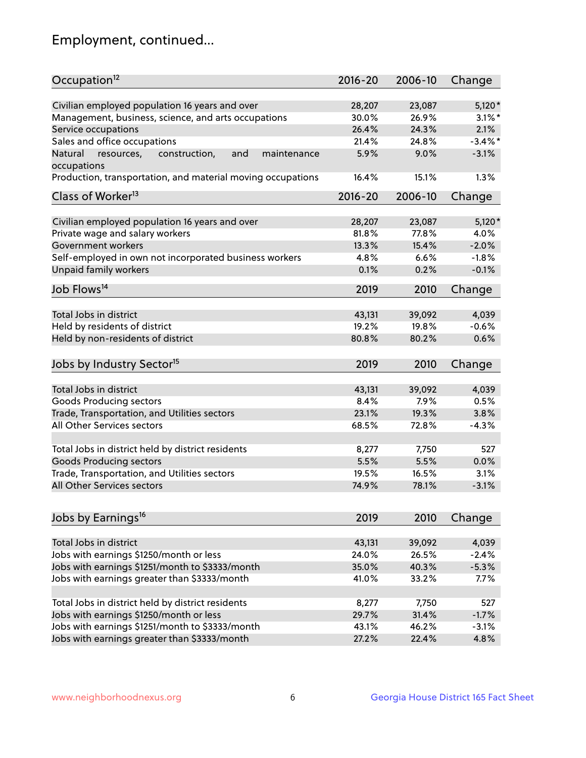## Employment, continued...

| Occupation[12] | 2016-20 | 2006-10 | Change |
|---|---|---|---|
| Civilian employed population 16 years and over | 28,207 | 23,087 | 5,120* |
| Management, business, science, and arts occupations | 30.0% | 26.9% | 3.1%* |
| Service occupations | 26.4% | 24.3% | 2.1% |
| Sales and office occupations | 21.4% | 24.8% | -3.4%* |
| Natural resources, construction, and maintenance occupations | 5.9% | 9.0% | -3.1% |
| Production, transportation, and material moving occupations | 16.4% | 15.1% | 1.3% |

| Class of Worker[13] | 2016-20 | 2006-10 | Change |
|---|---|---|---|
| Civilian employed population 16 years and over | 28,207 | 23,087 | 5,120* |
| Private wage and salary workers | 81.8% | 77.8% | 4.0% |
| Government workers | 13.3% | 15.4% | -2.0% |
| Self-employed in own not incorporated business workers | 4.8% | 6.6% | -1.8% |
| Unpaid family workers | 0.1% | 0.2% | -0.1% |

| Job Flows[14] | 2019 | 2010 | Change |
|---|---|---|---|
| Total Jobs in district | 43,131 | 39,092 | 4,039 |
| Held by residents of district | 19.2% | 19.8% | -0.6% |
| Held by non-residents of district | 80.8% | 80.2% | 0.6% |

| Jobs by Industry Sector[15] | 2019 | 2010 | Change |
|---|---|---|---|
| Total Jobs in district | 43,131 | 39,092 | 4,039 |
| Goods Producing sectors | 8.4% | 7.9% | 0.5% |
| Trade, Transportation, and Utilities sectors | 23.1% | 19.3% | 3.8% |
| All Other Services sectors | 68.5% | 72.8% | -4.3% |
| | | | |
| Total Jobs in district held by district residents | 8,277 | 7,750 | 527 |
| Goods Producing sectors | 5.5% | 5.5% | 0.0% |
| Trade, Transportation, and Utilities sectors | 19.5% | 16.5% | 3.1% |
| All Other Services sectors | 74.9% | 78.1% | -3.1% |

| Jobs by Earnings[16] | 2019 | 2010 | Change |
|---|---|---|---|
| Total Jobs in district | 43,131 | 39,092 | 4,039 |
| Jobs with earnings $1250/month or less | 24.0% | 26.5% | -2.4% |
| Jobs with earnings $1251/month to $3333/month | 35.0% | 40.3% | -5.3% |
| Jobs with earnings greater than $3333/month | 41.0% | 33.2% | 7.7% |
| | | | |
| Total Jobs in district held by district residents | 8,277 | 7,750 | 527 |
| Jobs with earnings $1250/month or less | 29.7% | 31.4% | -1.7% |
| Jobs with earnings $1251/month to $3333/month | 43.1% | 46.2% | -3.1% |
| Jobs with earnings greater than $3333/month | 27.2% | 22.4% | 4.8% |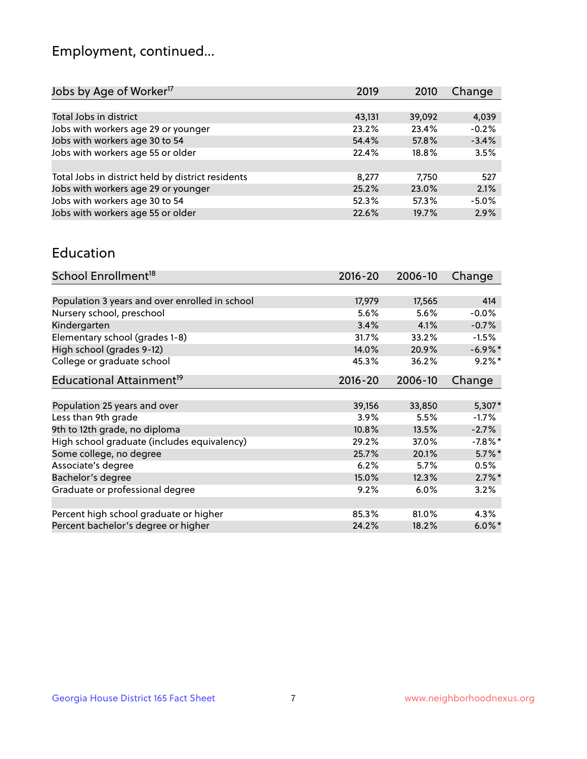# Employment, continued...

| Jobs by Age of Worker[17] | 2019 | 2010 | Change |
|---|---|---|---|
| Total Jobs in district | 43,131 | 39,092 | 4,039 |
| Jobs with workers age 29 or younger | 23.2% | 23.4% | -0.2% |
| Jobs with workers age 30 to 54 | 54.4% | 57.8% | -3.4% |
| Jobs with workers age 55 or older | 22.4% | 18.8% | 3.5% |
| | | | |
| Total Jobs in district held by district residents | 8,277 | 7,750 | 527 |
| Jobs with workers age 29 or younger | 25.2% | 23.0% | 2.1% |
| Jobs with workers age 30 to 54 | 52.3% | 57.3% | -5.0% |
| Jobs with workers age 55 or older | 22.6% | 19.7% | 2.9% |

## Education

| School Enrollment[18] | 2016-20 | 2006-10 | Change |
|---|---|---|---|
| Population 3 years and over enrolled in school | 17,979 | 17,565 | 414 |
| Nursery school, preschool | 5.6% | 5.6% | -0.0% |
| Kindergarten | 3.4% | 4.1% | -0.7% |
| Elementary school (grades 1-8) | 31.7% | 33.2% | -1.5% |
| High school (grades 9-12) | 14.0% | 20.9% | -6.9%* |
| College or graduate school | 45.3% | 36.2% | 9.2%* |

| Educational Attainment[19] | 2016-20 | 2006-10 | Change |
|---|---|---|---|
| Population 25 years and over | 39,156 | 33,850 | 5,307* |
| Less than 9th grade | 3.9% | 5.5% | -1.7% |
| 9th to 12th grade, no diploma | 10.8% | 13.5% | -2.7% |
| High school graduate (includes equivalency) | 29.2% | 37.0% | -7.8%* |
| Some college, no degree | 25.7% | 20.1% | 5.7%* |
| Associate's degree | 6.2% | 5.7% | 0.5% |
| Bachelor's degree | 15.0% | 12.3% | 2.7%* |
| Graduate or professional degree | 9.2% | 6.0% | 3.2% |
| | | | |
| Percent high school graduate or higher | 85.3% | 81.0% | 4.3% |
| Percent bachelor's degree or higher | 24.2% | 18.2% | 6.0%* |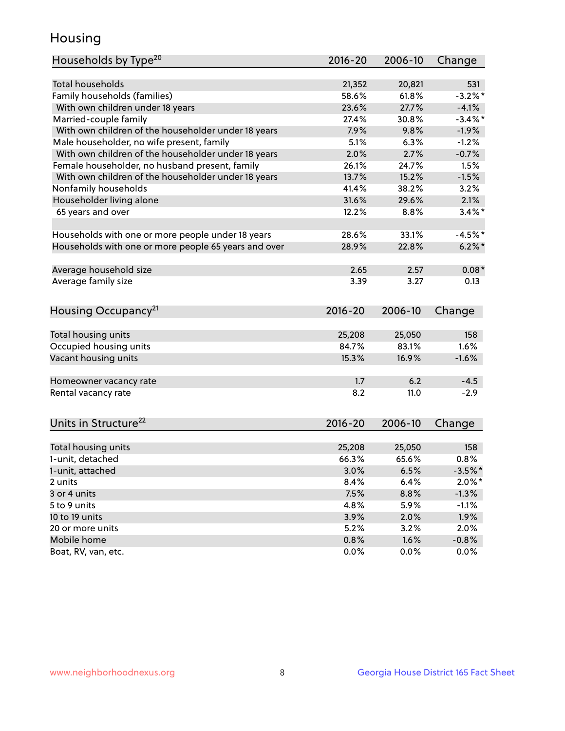# Housing

| Households by Type[20] | 2016-20 | 2006-10 | Change |
|---|---|---|---|
| Total households | 21,352 | 20,821 | 531 |
| Family households (families) | 58.6% | 61.8% | -3.2%* |
| With own children under 18 years | 23.6% | 27.7% | -4.1% |
| Married-couple family | 27.4% | 30.8% | -3.4%* |
| With own children of the householder under 18 years | 7.9% | 9.8% | -1.9% |
| Male householder, no wife present, family | 5.1% | 6.3% | -1.2% |
| With own children of the householder under 18 years | 2.0% | 2.7% | -0.7% |
| Female householder, no husband present, family | 26.1% | 24.7% | 1.5% |
| With own children of the householder under 18 years | 13.7% | 15.2% | -1.5% |
| Nonfamily households | 41.4% | 38.2% | 3.2% |
| Householder living alone | 31.6% | 29.6% | 2.1% |
| 65 years and over | 12.2% | 8.8% | 3.4%* |
| | | | |
| Households with one or more people under 18 years | 28.6% | 33.1% | -4.5%* |
| Households with one or more people 65 years and over | 28.9% | 22.8% | 6.2%* |
| | | | |
| Average household size | 2.65 | 2.57 | 0.08* |
| Average family size | 3.39 | 3.27 | 0.13 |

| Housing Occupancy[21] | 2016-20 | 2006-10 | Change |
|---|---|---|---|
| Total housing units | 25,208 | 25,050 | 158 |
| Occupied housing units | 84.7% | 83.1% | 1.6% |
| Vacant housing units | 15.3% | 16.9% | -1.6% |
| | | | |
| Homeowner vacancy rate | 1.7 | 6.2 | -4.5 |
| Rental vacancy rate | 8.2 | 11.0 | -2.9 |

| Units in Structure[22] | 2016-20 | 2006-10 | Change |
|---|---|---|---|
| Total housing units | 25,208 | 25,050 | 158 |
| 1-unit, detached | 66.3% | 65.6% | 0.8% |
| 1-unit, attached | 3.0% | 6.5% | -3.5%* |
| 2 units | 8.4% | 6.4% | 2.0%* |
| 3 or 4 units | 7.5% | 8.8% | -1.3% |
| 5 to 9 units | 4.8% | 5.9% | -1.1% |
| 10 to 19 units | 3.9% | 2.0% | 1.9% |
| 20 or more units | 5.2% | 3.2% | 2.0% |
| Mobile home | 0.8% | 1.6% | -0.8% |
| Boat, RV, van, etc. | 0.0% | 0.0% | 0.0% |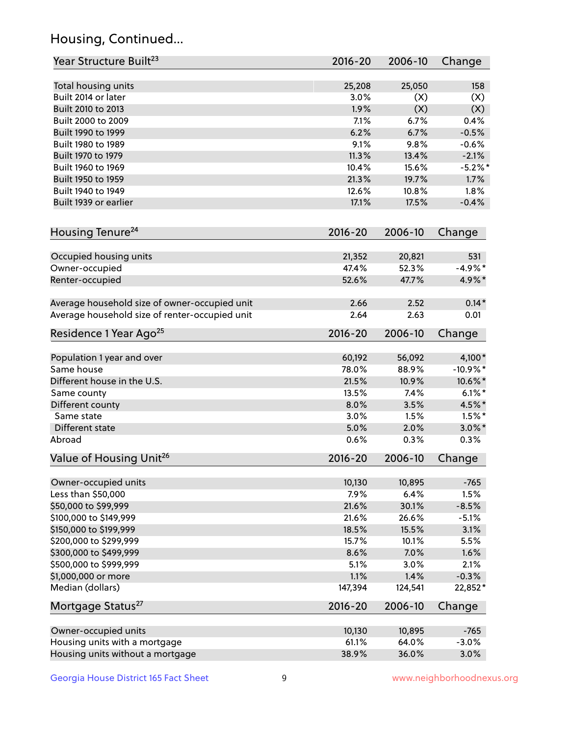## Housing, Continued...

| Year Structure Built[23] | 2016-20 | 2006-10 | Change |
|---|---|---|---|
| Total housing units | 25,208 | 25,050 | 158 |
| Built 2014 or later | 3.0% | (X) | (X) |
| Built 2010 to 2013 | 1.9% | (X) | (X) |
| Built 2000 to 2009 | 7.1% | 6.7% | 0.4% |
| Built 1990 to 1999 | 6.2% | 6.7% | -0.5% |
| Built 1980 to 1989 | 9.1% | 9.8% | -0.6% |
| Built 1970 to 1979 | 11.3% | 13.4% | -2.1% |
| Built 1960 to 1969 | 10.4% | 15.6% | -5.2%* |
| Built 1950 to 1959 | 21.3% | 19.7% | 1.7% |
| Built 1940 to 1949 | 12.6% | 10.8% | 1.8% |
| Built 1939 or earlier | 17.1% | 17.5% | -0.4% |

| Housing Tenure[24] | 2016-20 | 2006-10 | Change |
|---|---|---|---|
| Occupied housing units | 21,352 | 20,821 | 531 |
| Owner-occupied | 47.4% | 52.3% | -4.9%* |
| Renter-occupied | 52.6% | 47.7% | 4.9%* |
| Average household size of owner-occupied unit | 2.66 | 2.52 | 0.14* |
| Average household size of renter-occupied unit | 2.64 | 2.63 | 0.01 |

| Residence 1 Year Ago[25] | 2016-20 | 2006-10 | Change |
|---|---|---|---|
| Population 1 year and over | 60,192 | 56,092 | 4,100* |
| Same house | 78.0% | 88.9% | -10.9%* |
| Different house in the U.S. | 21.5% | 10.9% | 10.6%* |
| Same county | 13.5% | 7.4% | 6.1%* |
| Different county | 8.0% | 3.5% | 4.5%* |
| Same state | 3.0% | 1.5% | 1.5%* |
| Different state | 5.0% | 2.0% | 3.0%* |
| Abroad | 0.6% | 0.3% | 0.3% |

| Value of Housing Unit[26] | 2016-20 | 2006-10 | Change |
|---|---|---|---|
| Owner-occupied units | 10,130 | 10,895 | -765 |
| Less than $50,000 | 7.9% | 6.4% | 1.5% |
| $50,000 to $99,999 | 21.6% | 30.1% | -8.5% |
| $100,000 to $149,999 | 21.6% | 26.6% | -5.1% |
| $150,000 to $199,999 | 18.5% | 15.5% | 3.1% |
| $200,000 to $299,999 | 15.7% | 10.1% | 5.5% |
| $300,000 to $499,999 | 8.6% | 7.0% | 1.6% |
| $500,000 to $999,999 | 5.1% | 3.0% | 2.1% |
| $1,000,000 or more | 1.1% | 1.4% | -0.3% |
| Median (dollars) | 147,394 | 124,541 | 22,852* |

| Mortgage Status[27] | 2016-20 | 2006-10 | Change |
|---|---|---|---|
| Owner-occupied units | 10,130 | 10,895 | -765 |
| Housing units with a mortgage | 61.1% | 64.0% | -3.0% |
| Housing units without a mortgage | 38.9% | 36.0% | 3.0% |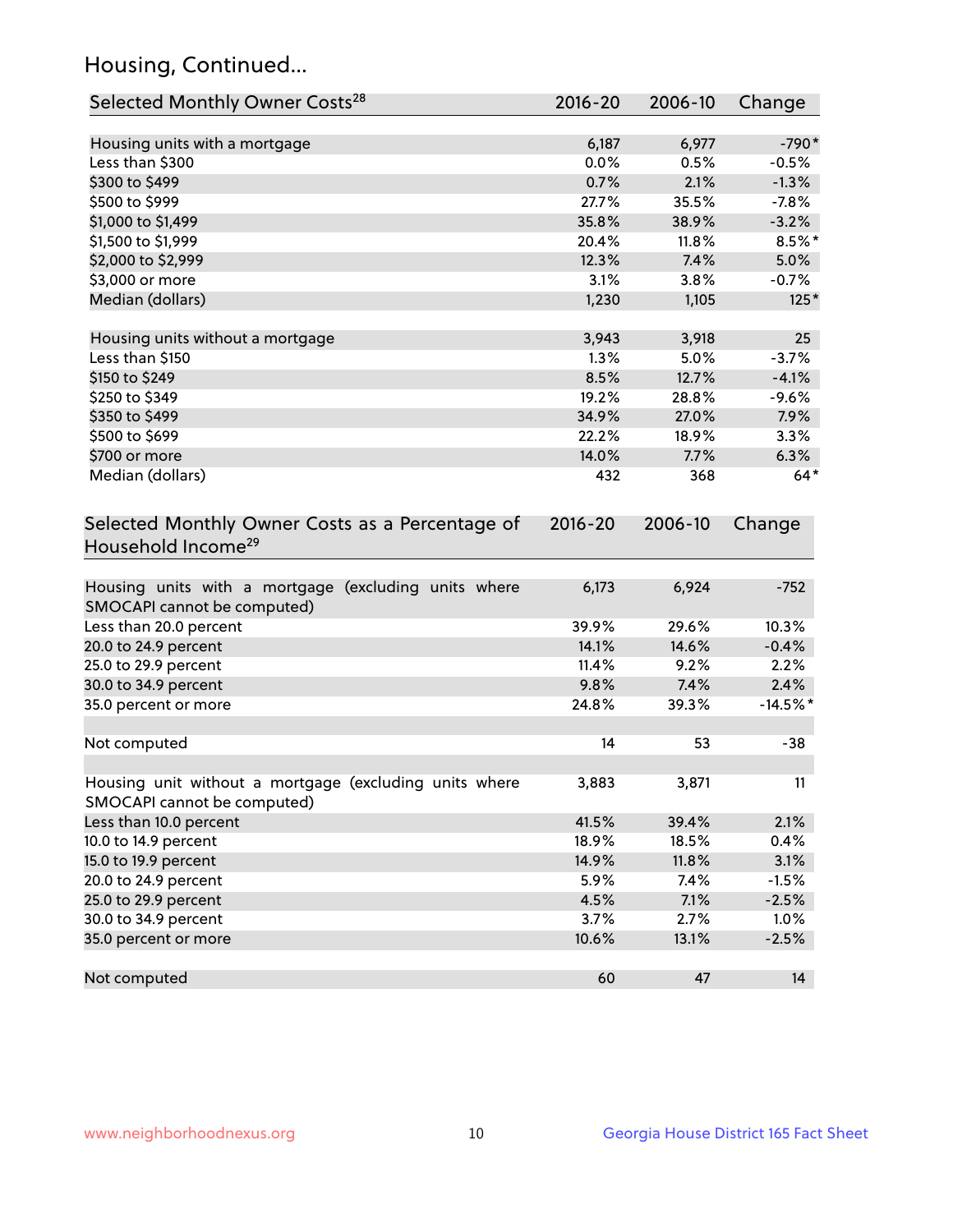# Housing, Continued...

| Selected Monthly Owner Costs[28] | 2016-20 | 2006-10 | Change |
|---|---|---|---|
| Housing units with a mortgage | 6,187 | 6,977 | -790* |
| Less than $300 | 0.0% | 0.5% | -0.5% |
| $300 to $499 | 0.7% | 2.1% | -1.3% |
| $500 to $999 | 27.7% | 35.5% | -7.8% |
| $1,000 to $1,499 | 35.8% | 38.9% | -3.2% |
| $1,500 to $1,999 | 20.4% | 11.8% | 8.5%* |
| $2,000 to $2,999 | 12.3% | 7.4% | 5.0% |
| $3,000 or more | 3.1% | 3.8% | -0.7% |
| Median (dollars) | 1,230 | 1,105 | 125* |
| | | | |
| Housing units without a mortgage | 3,943 | 3,918 | 25 |
| Less than $150 | 1.3% | 5.0% | -3.7% |
| $150 to $249 | 8.5% | 12.7% | -4.1% |
| $250 to $349 | 19.2% | 28.8% | -9.6% |
| $350 to $499 | 34.9% | 27.0% | 7.9% |
| $500 to $699 | 22.2% | 18.9% | 3.3% |
| $700 or more | 14.0% | 7.7% | 6.3% |
| Median (dollars) | 432 | 368 | 64* |

| Selected Monthly Owner Costs as a Percentage of Household Income[29] | 2016-20 | 2006-10 | Change |
|---|---|---|---|
| Housing units with a mortgage (excluding units where SMOCAPI cannot be computed) | 6,173 | 6,924 | -752 |
| Less than 20.0 percent | 39.9% | 29.6% | 10.3% |
| 20.0 to 24.9 percent | 14.1% | 14.6% | -0.4% |
| 25.0 to 29.9 percent | 11.4% | 9.2% | 2.2% |
| 30.0 to 34.9 percent | 9.8% | 7.4% | 2.4% |
| 35.0 percent or more | 24.8% | 39.3% | -14.5%* |
| | | | |
| Not computed | 14 | 53 | -38 |
| | | | |
| Housing unit without a mortgage (excluding units where SMOCAPI cannot be computed) | 3,883 | 3,871 | 11 |
| Less than 10.0 percent | 41.5% | 39.4% | 2.1% |
| 10.0 to 14.9 percent | 18.9% | 18.5% | 0.4% |
| 15.0 to 19.9 percent | 14.9% | 11.8% | 3.1% |
| 20.0 to 24.9 percent | 5.9% | 7.4% | -1.5% |
| 25.0 to 29.9 percent | 4.5% | 7.1% | -2.5% |
| 30.0 to 34.9 percent | 3.7% | 2.7% | 1.0% |
| 35.0 percent or more | 10.6% | 13.1% | -2.5% |
| | | | |
| Not computed | 60 | 47 | 14 |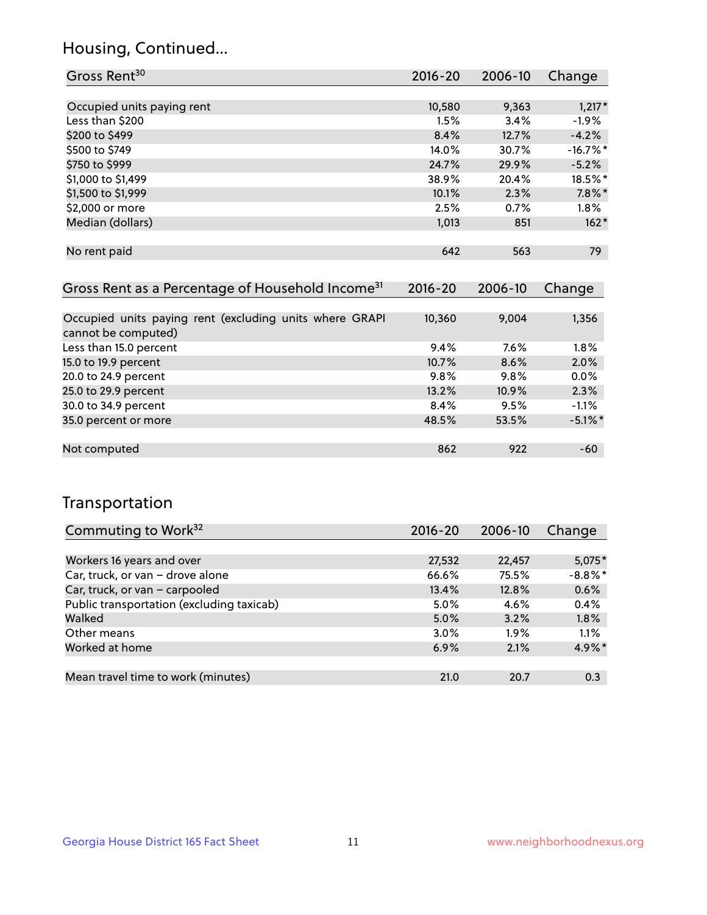## Housing, Continued...

| Gross Rent[30] | 2016-20 | 2006-10 | Change |
|---|---|---|---|
| Occupied units paying rent | 10,580 | 9,363 | 1,217* |
| Less than $200 | 1.5% | 3.4% | -1.9% |
| $200 to $499 | 8.4% | 12.7% | -4.2% |
| $500 to $749 | 14.0% | 30.7% | -16.7%* |
| $750 to $999 | 24.7% | 29.9% | -5.2% |
| $1,000 to $1,499 | 38.9% | 20.4% | 18.5%* |
| $1,500 to $1,999 | 10.1% | 2.3% | 7.8%* |
| $2,000 or more | 2.5% | 0.7% | 1.8% |
| Median (dollars) | 1,013 | 851 | 162* |
| No rent paid | 642 | 563 | 79 |

| Gross Rent as a Percentage of Household Income[31] | 2016-20 | 2006-10 | Change |
|---|---|---|---|
| Occupied units paying rent (excluding units where GRAPI cannot be computed) | 10,360 | 9,004 | 1,356 |
| Less than 15.0 percent | 9.4% | 7.6% | 1.8% |
| 15.0 to 19.9 percent | 10.7% | 8.6% | 2.0% |
| 20.0 to 24.9 percent | 9.8% | 9.8% | 0.0% |
| 25.0 to 29.9 percent | 13.2% | 10.9% | 2.3% |
| 30.0 to 34.9 percent | 8.4% | 9.5% | -1.1% |
| 35.0 percent or more | 48.5% | 53.5% | -5.1%* |
| Not computed | 862 | 922 | -60 |

## Transportation

| Commuting to Work[32] | 2016-20 | 2006-10 | Change |
|---|---|---|---|
| Workers 16 years and over | 27,532 | 22,457 | 5,075* |
| Car, truck, or van – drove alone | 66.6% | 75.5% | -8.8%* |
| Car, truck, or van – carpooled | 13.4% | 12.8% | 0.6% |
| Public transportation (excluding taxicab) | 5.0% | 4.6% | 0.4% |
| Walked | 5.0% | 3.2% | 1.8% |
| Other means | 3.0% | 1.9% | 1.1% |
| Worked at home | 6.9% | 2.1% | 4.9%* |
| Mean travel time to work (minutes) | 21.0 | 20.7 | 0.3 |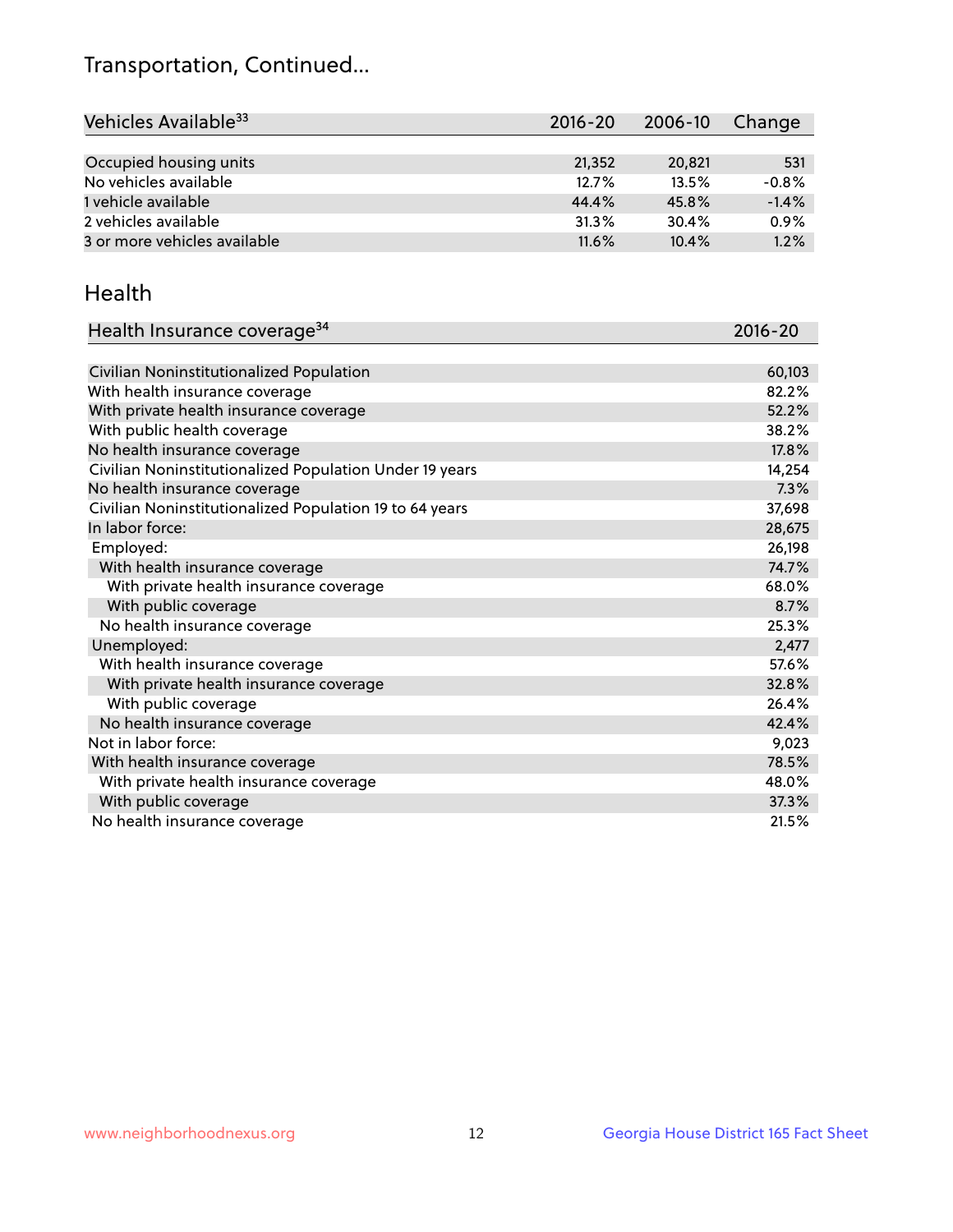# Transportation, Continued...

| Vehicles Available[33] | 2016-20 | 2006-10 | Change |
|---|---|---|---|
| Occupied housing units | 21,352 | 20,821 | 531 |
| No vehicles available | 12.7% | 13.5% | -0.8% |
| 1 vehicle available | 44.4% | 45.8% | -1.4% |
| 2 vehicles available | 31.3% | 30.4% | 0.9% |
| 3 or more vehicles available | 11.6% | 10.4% | 1.2% |

## Health

| Health Insurance coverage[34] | 2016-20 |
|---|---|
| Civilian Noninstitutionalized Population | 60,103 |
| With health insurance coverage | 82.2% |
| With private health insurance coverage | 52.2% |
| With public health coverage | 38.2% |
| No health insurance coverage | 17.8% |
| Civilian Noninstitutionalized Population Under 19 years | 14,254 |
| No health insurance coverage | 7.3% |
| Civilian Noninstitutionalized Population 19 to 64 years | 37,698 |
| In labor force: | 28,675 |
| Employed: | 26,198 |
| With health insurance coverage | 74.7% |
| With private health insurance coverage | 68.0% |
| With public coverage | 8.7% |
| No health insurance coverage | 25.3% |
| Unemployed: | 2,477 |
| With health insurance coverage | 57.6% |
| With private health insurance coverage | 32.8% |
| With public coverage | 26.4% |
| No health insurance coverage | 42.4% |
| Not in labor force: | 9,023 |
| With health insurance coverage | 78.5% |
| With private health insurance coverage | 48.0% |
| With public coverage | 37.3% |
| No health insurance coverage | 21.5% |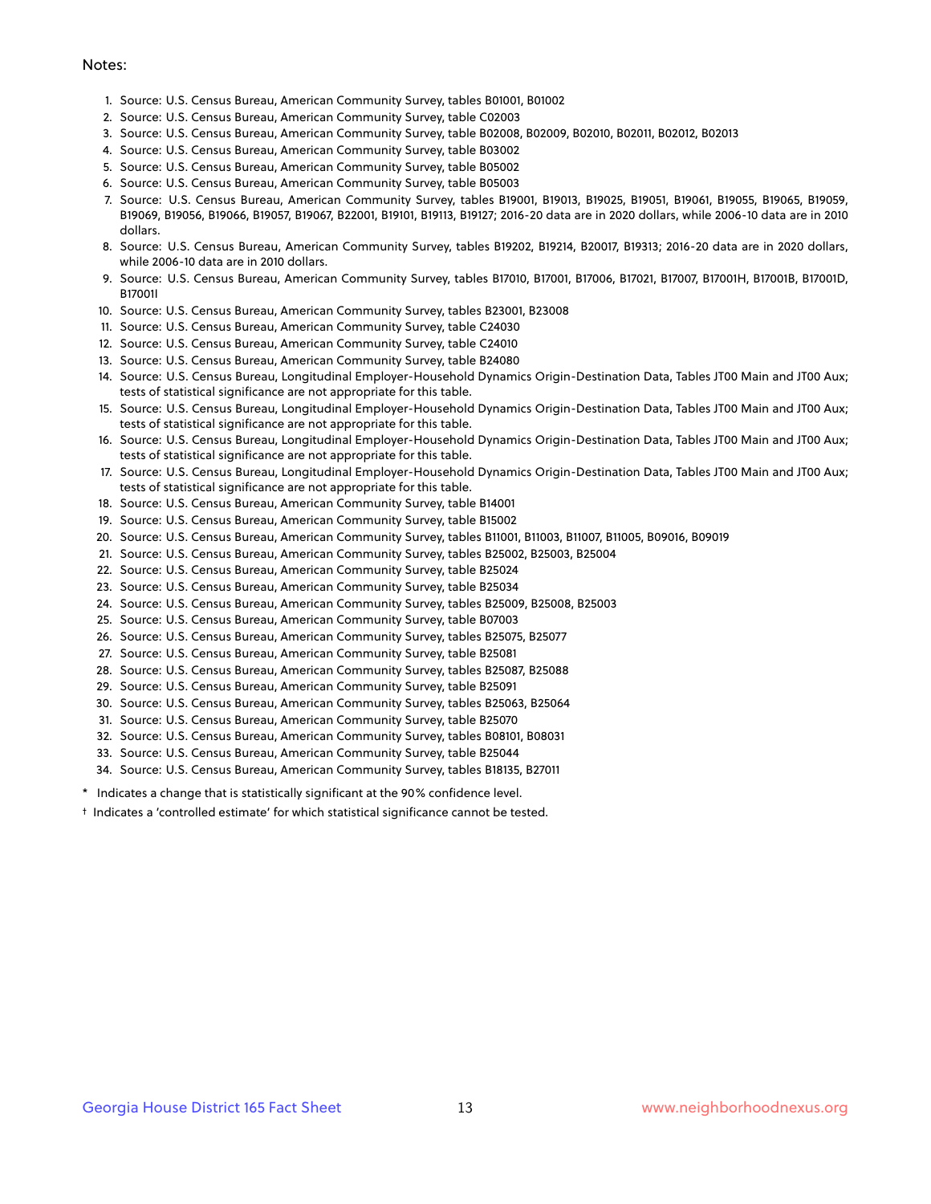Notes:

1. Source: U.S. Census Bureau, American Community Survey, tables B01001, B01002
2. Source: U.S. Census Bureau, American Community Survey, table C02003
3. Source: U.S. Census Bureau, American Community Survey, table B02008, B02009, B02010, B02011, B02012, B02013
4. Source: U.S. Census Bureau, American Community Survey, table B03002
5. Source: U.S. Census Bureau, American Community Survey, table B05002
6. Source: U.S. Census Bureau, American Community Survey, table B05003
7. Source: U.S. Census Bureau, American Community Survey, tables B19001, B19013, B19025, B19051, B19061, B19055, B19065, B19059, B19069, B19056, B19066, B19057, B19067, B22001, B19101, B19113, B19127; 2016-20 data are in 2020 dollars, while 2006-10 data are in 2010 dollars.
8. Source: U.S. Census Bureau, American Community Survey, tables B19202, B19214, B20017, B19313; 2016-20 data are in 2020 dollars, while 2006-10 data are in 2010 dollars.
9. Source: U.S. Census Bureau, American Community Survey, tables B17010, B17001, B17006, B17021, B17007, B17001H, B17001B, B17001D, B17001I
10. Source: U.S. Census Bureau, American Community Survey, tables B23001, B23008
11. Source: U.S. Census Bureau, American Community Survey, table C24030
12. Source: U.S. Census Bureau, American Community Survey, table C24010
13. Source: U.S. Census Bureau, American Community Survey, table B24080
14. Source: U.S. Census Bureau, Longitudinal Employer-Household Dynamics Origin-Destination Data, Tables JT00 Main and JT00 Aux; tests of statistical significance are not appropriate for this table.
15. Source: U.S. Census Bureau, Longitudinal Employer-Household Dynamics Origin-Destination Data, Tables JT00 Main and JT00 Aux; tests of statistical significance are not appropriate for this table.
16. Source: U.S. Census Bureau, Longitudinal Employer-Household Dynamics Origin-Destination Data, Tables JT00 Main and JT00 Aux; tests of statistical significance are not appropriate for this table.
17. Source: U.S. Census Bureau, Longitudinal Employer-Household Dynamics Origin-Destination Data, Tables JT00 Main and JT00 Aux; tests of statistical significance are not appropriate for this table.
18. Source: U.S. Census Bureau, American Community Survey, table B14001
19. Source: U.S. Census Bureau, American Community Survey, table B15002
20. Source: U.S. Census Bureau, American Community Survey, tables B11001, B11003, B11007, B11005, B09016, B09019
21. Source: U.S. Census Bureau, American Community Survey, tables B25002, B25003, B25004
22. Source: U.S. Census Bureau, American Community Survey, table B25024
23. Source: U.S. Census Bureau, American Community Survey, table B25034
24. Source: U.S. Census Bureau, American Community Survey, tables B25009, B25008, B25003
25. Source: U.S. Census Bureau, American Community Survey, table B07003
26. Source: U.S. Census Bureau, American Community Survey, tables B25075, B25077
27. Source: U.S. Census Bureau, American Community Survey, table B25081
28. Source: U.S. Census Bureau, American Community Survey, tables B25087, B25088
29. Source: U.S. Census Bureau, American Community Survey, table B25091
30. Source: U.S. Census Bureau, American Community Survey, tables B25063, B25064
31. Source: U.S. Census Bureau, American Community Survey, table B25070
32. Source: U.S. Census Bureau, American Community Survey, tables B08101, B08031
33. Source: U.S. Census Bureau, American Community Survey, table B25044
34. Source: U.S. Census Bureau, American Community Survey, tables B18135, B27011

\* Indicates a change that is statistically significant at the 90% confidence level.

† Indicates a 'controlled estimate' for which statistical significance cannot be tested.